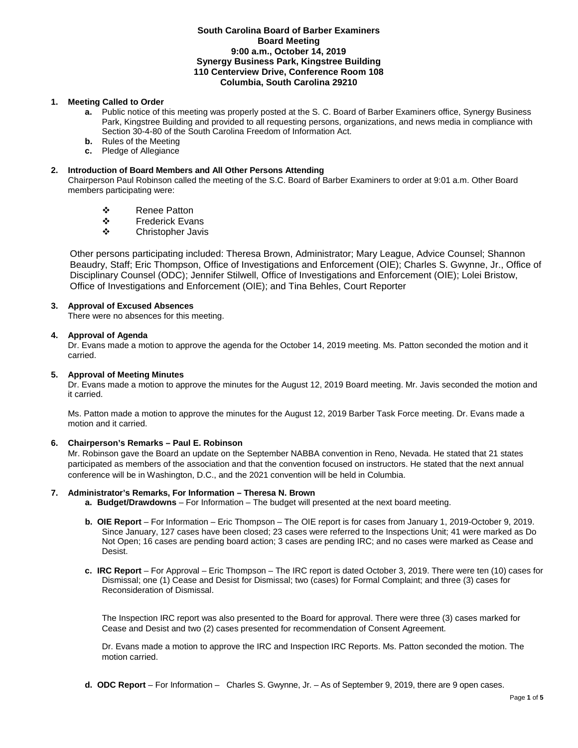**South Carolina Board of Barber Examiners**
**Board Meeting**
**9:00 a.m., October 14, 2019**
**Synergy Business Park, Kingstree Building**
**110 Centerview Drive, Conference Room 108**
**Columbia, South Carolina 29210**

**1. Meeting Called to Order**

- **a.** Public notice of this meeting was properly posted at the S. C. Board of Barber Examiners office, Synergy Business Park, Kingstree Building and provided to all requesting persons, organizations, and news media in compliance with Section 30-4-80 of the South Carolina Freedom of Information Act.
- **b.** Rules of the Meeting
- **c.** Pledge of Allegiance

**2. Introduction of Board Members and All Other Persons Attending**

Chairperson Paul Robinson called the meeting of the S.C. Board of Barber Examiners to order at 9:01 a.m. Other Board members participating were:

- Renee Patton
- Frederick Evans
- Christopher Javis

Other persons participating included: Theresa Brown, Administrator; Mary League, Advice Counsel; Shannon Beaudry, Staff; Eric Thompson, Office of Investigations and Enforcement (OIE); Charles S. Gwynne, Jr., Office of Disciplinary Counsel (ODC); Jennifer Stilwell, Office of Investigations and Enforcement (OIE); Lolei Bristow, Office of Investigations and Enforcement (OIE); and Tina Behles, Court Reporter

**3. Approval of Excused Absences**

There were no absences for this meeting.

**4. Approval of Agenda**

Dr. Evans made a motion to approve the agenda for the October 14, 2019 meeting. Ms. Patton seconded the motion and it carried.

**5. Approval of Meeting Minutes**

Dr. Evans made a motion to approve the minutes for the August 12, 2019 Board meeting. Mr. Javis seconded the motion and it carried.

Ms. Patton made a motion to approve the minutes for the August 12, 2019 Barber Task Force meeting. Dr. Evans made a motion and it carried.

**6. Chairperson's Remarks – Paul E. Robinson**

Mr. Robinson gave the Board an update on the September NABBA convention in Reno, Nevada. He stated that 21 states participated as members of the association and that the convention focused on instructors. He stated that the next annual conference will be in Washington, D.C., and the 2021 convention will be held in Columbia.

**7. Administrator's Remarks, For Information – Theresa N. Brown**

- **a. Budget/Drawdowns** – For Information – The budget will presented at the next board meeting.
- **b. OIE Report** – For Information – Eric Thompson – The OIE report is for cases from January 1, 2019-October 9, 2019. Since January, 127 cases have been closed; 23 cases were referred to the Inspections Unit; 41 were marked as Do Not Open; 16 cases are pending board action; 3 cases are pending IRC; and no cases were marked as Cease and Desist.
- **c. IRC Report** – For Approval – Eric Thompson – The IRC report is dated October 3, 2019. There were ten (10) cases for Dismissal; one (1) Cease and Desist for Dismissal; two (cases) for Formal Complaint; and three (3) cases for Reconsideration of Dismissal.

  The Inspection IRC report was also presented to the Board for approval. There were three (3) cases marked for Cease and Desist and two (2) cases presented for recommendation of Consent Agreement.

  Dr. Evans made a motion to approve the IRC and Inspection IRC Reports. Ms. Patton seconded the motion. The motion carried.

- **d. ODC Report** – For Information – Charles S. Gwynne, Jr. – As of September 9, 2019, there are 9 open cases.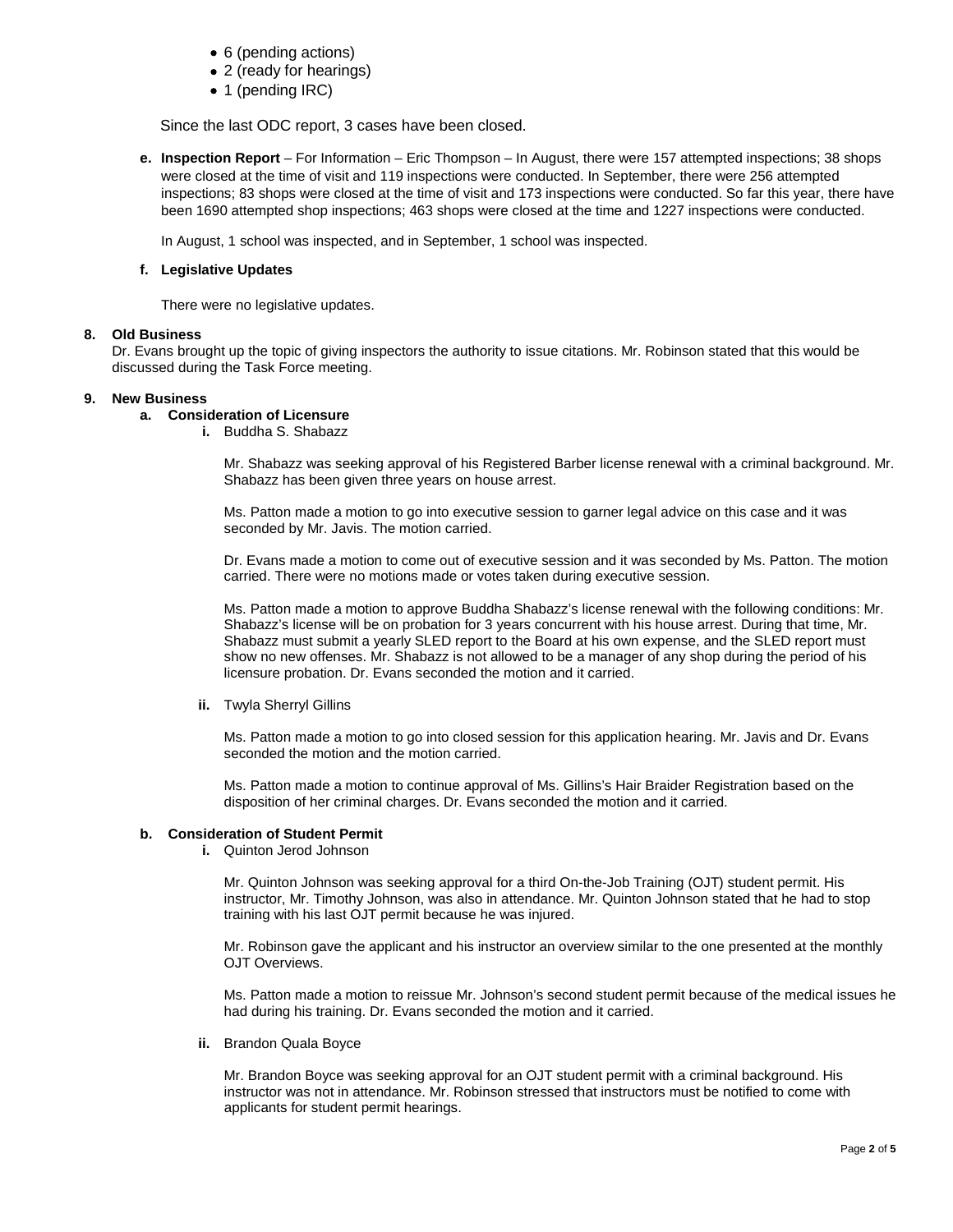- 6 (pending actions)
- 2 (ready for hearings)
- 1 (pending IRC)

Since the last ODC report, 3 cases have been closed.

**e. Inspection Report** – For Information – Eric Thompson – In August, there were 157 attempted inspections; 38 shops were closed at the time of visit and 119 inspections were conducted. In September, there were 256 attempted inspections; 83 shops were closed at the time of visit and 173 inspections were conducted. So far this year, there have been 1690 attempted shop inspections; 463 shops were closed at the time and 1227 inspections were conducted.

In August, 1 school was inspected, and in September, 1 school was inspected.

**f. Legislative Updates**

There were no legislative updates.

**8. Old Business**

Dr. Evans brought up the topic of giving inspectors the authority to issue citations. Mr. Robinson stated that this would be discussed during the Task Force meeting.

**9. New Business**

**a. Consideration of Licensure**

**i.** Buddha S. Shabazz

Mr. Shabazz was seeking approval of his Registered Barber license renewal with a criminal background. Mr. Shabazz has been given three years on house arrest.

Ms. Patton made a motion to go into executive session to garner legal advice on this case and it was seconded by Mr. Javis. The motion carried.

Dr. Evans made a motion to come out of executive session and it was seconded by Ms. Patton. The motion carried. There were no motions made or votes taken during executive session.

Ms. Patton made a motion to approve Buddha Shabazz's license renewal with the following conditions: Mr. Shabazz's license will be on probation for 3 years concurrent with his house arrest. During that time, Mr. Shabazz must submit a yearly SLED report to the Board at his own expense, and the SLED report must show no new offenses. Mr. Shabazz is not allowed to be a manager of any shop during the period of his licensure probation. Dr. Evans seconded the motion and it carried.

**ii.** Twyla Sherryl Gillins

Ms. Patton made a motion to go into closed session for this application hearing. Mr. Javis and Dr. Evans seconded the motion and the motion carried.

Ms. Patton made a motion to continue approval of Ms. Gillins's Hair Braider Registration based on the disposition of her criminal charges. Dr. Evans seconded the motion and it carried.

**b. Consideration of Student Permit**

**i.** Quinton Jerod Johnson

Mr. Quinton Johnson was seeking approval for a third On-the-Job Training (OJT) student permit. His instructor, Mr. Timothy Johnson, was also in attendance. Mr. Quinton Johnson stated that he had to stop training with his last OJT permit because he was injured.

Mr. Robinson gave the applicant and his instructor an overview similar to the one presented at the monthly OJT Overviews.

Ms. Patton made a motion to reissue Mr. Johnson's second student permit because of the medical issues he had during his training. Dr. Evans seconded the motion and it carried.

**ii.** Brandon Quala Boyce

Mr. Brandon Boyce was seeking approval for an OJT student permit with a criminal background. His instructor was not in attendance. Mr. Robinson stressed that instructors must be notified to come with applicants for student permit hearings.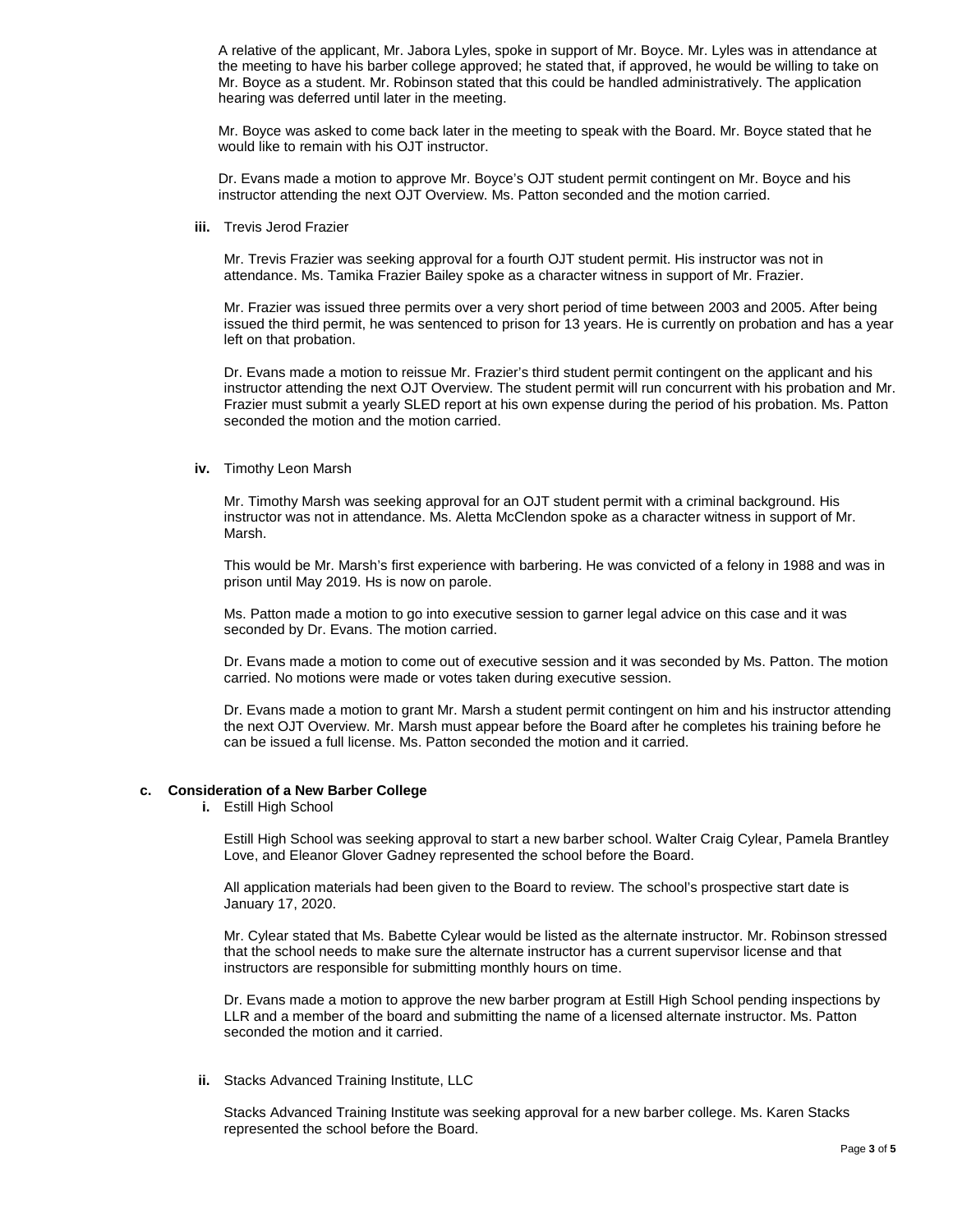A relative of the applicant, Mr. Jabora Lyles, spoke in support of Mr. Boyce. Mr. Lyles was in attendance at the meeting to have his barber college approved; he stated that, if approved, he would be willing to take on Mr. Boyce as a student. Mr. Robinson stated that this could be handled administratively. The application hearing was deferred until later in the meeting.

Mr. Boyce was asked to come back later in the meeting to speak with the Board. Mr. Boyce stated that he would like to remain with his OJT instructor.

Dr. Evans made a motion to approve Mr. Boyce's OJT student permit contingent on Mr. Boyce and his instructor attending the next OJT Overview. Ms. Patton seconded and the motion carried.

**iii.** Trevis Jerod Frazier

Mr. Trevis Frazier was seeking approval for a fourth OJT student permit. His instructor was not in attendance. Ms. Tamika Frazier Bailey spoke as a character witness in support of Mr. Frazier.

Mr. Frazier was issued three permits over a very short period of time between 2003 and 2005. After being issued the third permit, he was sentenced to prison for 13 years. He is currently on probation and has a year left on that probation.

Dr. Evans made a motion to reissue Mr. Frazier's third student permit contingent on the applicant and his instructor attending the next OJT Overview. The student permit will run concurrent with his probation and Mr. Frazier must submit a yearly SLED report at his own expense during the period of his probation. Ms. Patton seconded the motion and the motion carried.

**iv.** Timothy Leon Marsh

Mr. Timothy Marsh was seeking approval for an OJT student permit with a criminal background. His instructor was not in attendance. Ms. Aletta McClendon spoke as a character witness in support of Mr. Marsh.

This would be Mr. Marsh's first experience with barbering. He was convicted of a felony in 1988 and was in prison until May 2019. Hs is now on parole.

Ms. Patton made a motion to go into executive session to garner legal advice on this case and it was seconded by Dr. Evans. The motion carried.

Dr. Evans made a motion to come out of executive session and it was seconded by Ms. Patton. The motion carried. No motions were made or votes taken during executive session.

Dr. Evans made a motion to grant Mr. Marsh a student permit contingent on him and his instructor attending the next OJT Overview. Mr. Marsh must appear before the Board after he completes his training before he can be issued a full license. Ms. Patton seconded the motion and it carried.

**c. Consideration of a New Barber College**

**i.** Estill High School

Estill High School was seeking approval to start a new barber school. Walter Craig Cylear, Pamela Brantley Love, and Eleanor Glover Gadney represented the school before the Board.

All application materials had been given to the Board to review. The school's prospective start date is January 17, 2020.

Mr. Cylear stated that Ms. Babette Cylear would be listed as the alternate instructor. Mr. Robinson stressed that the school needs to make sure the alternate instructor has a current supervisor license and that instructors are responsible for submitting monthly hours on time.

Dr. Evans made a motion to approve the new barber program at Estill High School pending inspections by LLR and a member of the board and submitting the name of a licensed alternate instructor. Ms. Patton seconded the motion and it carried.

**ii.** Stacks Advanced Training Institute, LLC

Stacks Advanced Training Institute was seeking approval for a new barber college. Ms. Karen Stacks represented the school before the Board.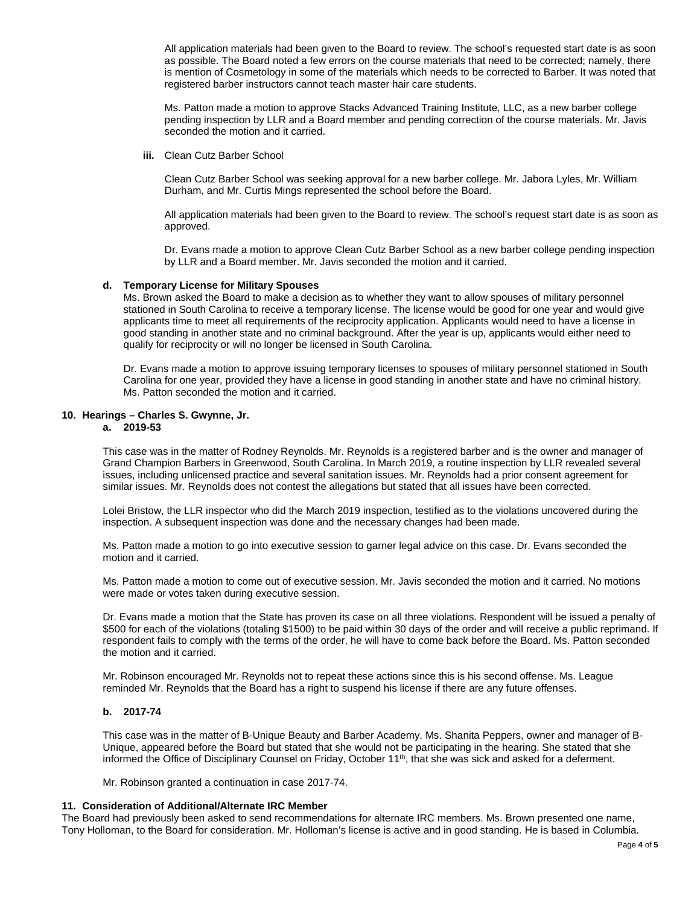All application materials had been given to the Board to review. The school's requested start date is as soon as possible. The Board noted a few errors on the course materials that need to be corrected; namely, there is mention of Cosmetology in some of the materials which needs to be corrected to Barber. It was noted that registered barber instructors cannot teach master hair care students.

Ms. Patton made a motion to approve Stacks Advanced Training Institute, LLC, as a new barber college pending inspection by LLR and a Board member and pending correction of the course materials. Mr. Javis seconded the motion and it carried.

**iii.** Clean Cutz Barber School

Clean Cutz Barber School was seeking approval for a new barber college. Mr. Jabora Lyles, Mr. William Durham, and Mr. Curtis Mings represented the school before the Board.

All application materials had been given to the Board to review. The school's request start date is as soon as approved.

Dr. Evans made a motion to approve Clean Cutz Barber School as a new barber college pending inspection by LLR and a Board member. Mr. Javis seconded the motion and it carried.

**d. Temporary License for Military Spouses**

Ms. Brown asked the Board to make a decision as to whether they want to allow spouses of military personnel stationed in South Carolina to receive a temporary license. The license would be good for one year and would give applicants time to meet all requirements of the reciprocity application. Applicants would need to have a license in good standing in another state and no criminal background. After the year is up, applicants would either need to qualify for reciprocity or will no longer be licensed in South Carolina.

Dr. Evans made a motion to approve issuing temporary licenses to spouses of military personnel stationed in South Carolina for one year, provided they have a license in good standing in another state and have no criminal history. Ms. Patton seconded the motion and it carried.

**10. Hearings – Charles S. Gwynne, Jr.**

**a. 2019-53**

This case was in the matter of Rodney Reynolds. Mr. Reynolds is a registered barber and is the owner and manager of Grand Champion Barbers in Greenwood, South Carolina. In March 2019, a routine inspection by LLR revealed several issues, including unlicensed practice and several sanitation issues. Mr. Reynolds had a prior consent agreement for similar issues. Mr. Reynolds does not contest the allegations but stated that all issues have been corrected.

Lolei Bristow, the LLR inspector who did the March 2019 inspection, testified as to the violations uncovered during the inspection. A subsequent inspection was done and the necessary changes had been made.

Ms. Patton made a motion to go into executive session to garner legal advice on this case. Dr. Evans seconded the motion and it carried.

Ms. Patton made a motion to come out of executive session. Mr. Javis seconded the motion and it carried. No motions were made or votes taken during executive session.

Dr. Evans made a motion that the State has proven its case on all three violations. Respondent will be issued a penalty of $500 for each of the violations (totaling $1500) to be paid within 30 days of the order and will receive a public reprimand. If respondent fails to comply with the terms of the order, he will have to come back before the Board. Ms. Patton seconded the motion and it carried.

Mr. Robinson encouraged Mr. Reynolds not to repeat these actions since this is his second offense. Ms. League reminded Mr. Reynolds that the Board has a right to suspend his license if there are any future offenses.

**b. 2017-74**

This case was in the matter of B-Unique Beauty and Barber Academy. Ms. Shanita Peppers, owner and manager of B-Unique, appeared before the Board but stated that she would not be participating in the hearing. She stated that she informed the Office of Disciplinary Counsel on Friday, October 11th, that she was sick and asked for a deferment.

Mr. Robinson granted a continuation in case 2017-74.

**11. Consideration of Additional/Alternate IRC Member**

The Board had previously been asked to send recommendations for alternate IRC members. Ms. Brown presented one name, Tony Holloman, to the Board for consideration. Mr. Holloman's license is active and in good standing. He is based in Columbia.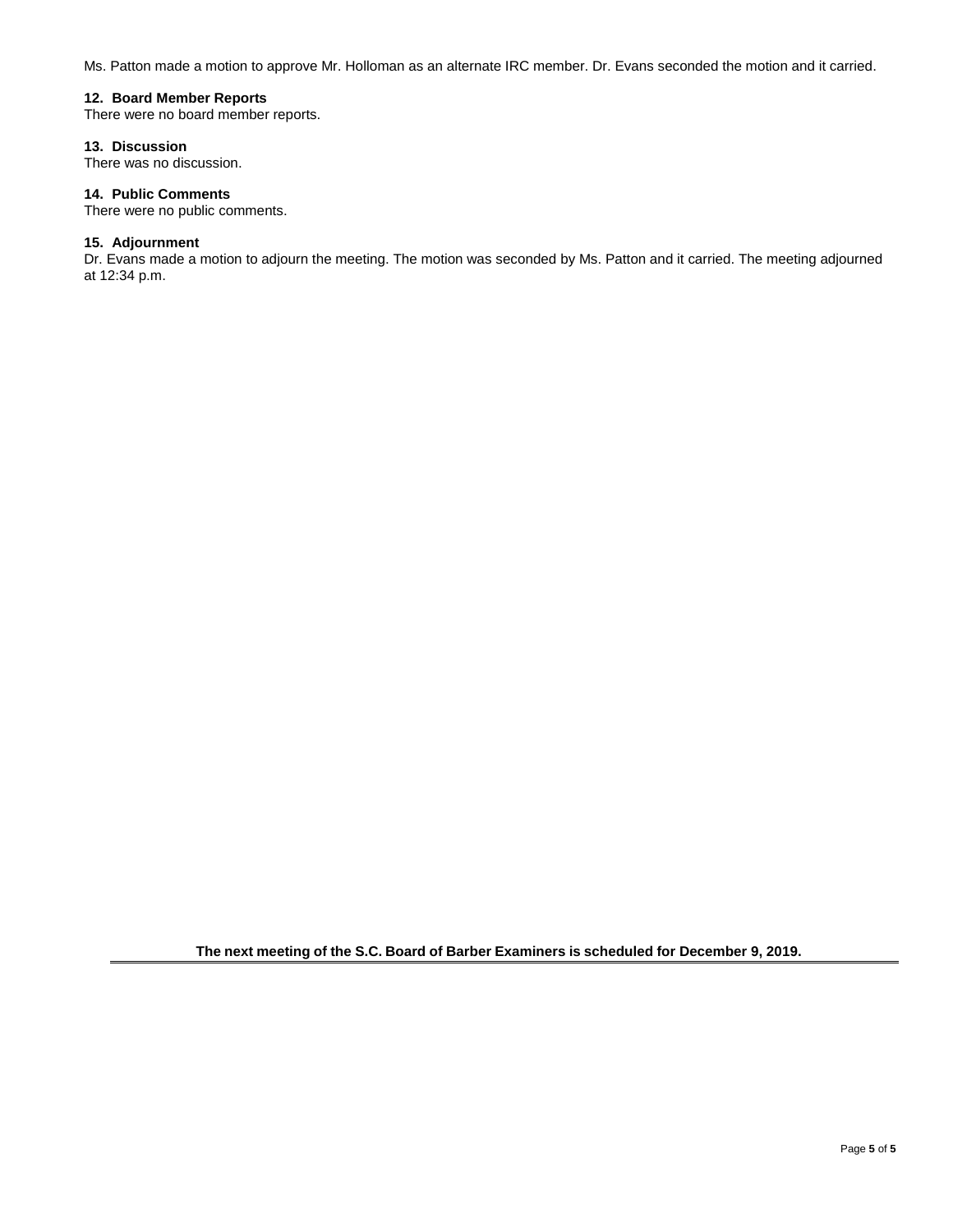Ms. Patton made a motion to approve Mr. Holloman as an alternate IRC member. Dr. Evans seconded the motion and it carried.

**12. Board Member Reports**

There were no board member reports.

**13. Discussion**

There was no discussion.

**14. Public Comments**

There were no public comments.

**15. Adjournment**

Dr. Evans made a motion to adjourn the meeting. The motion was seconded by Ms. Patton and it carried. The meeting adjourned at 12:34 p.m.

**The next meeting of the S.C. Board of Barber Examiners is scheduled for December 9, 2019.**